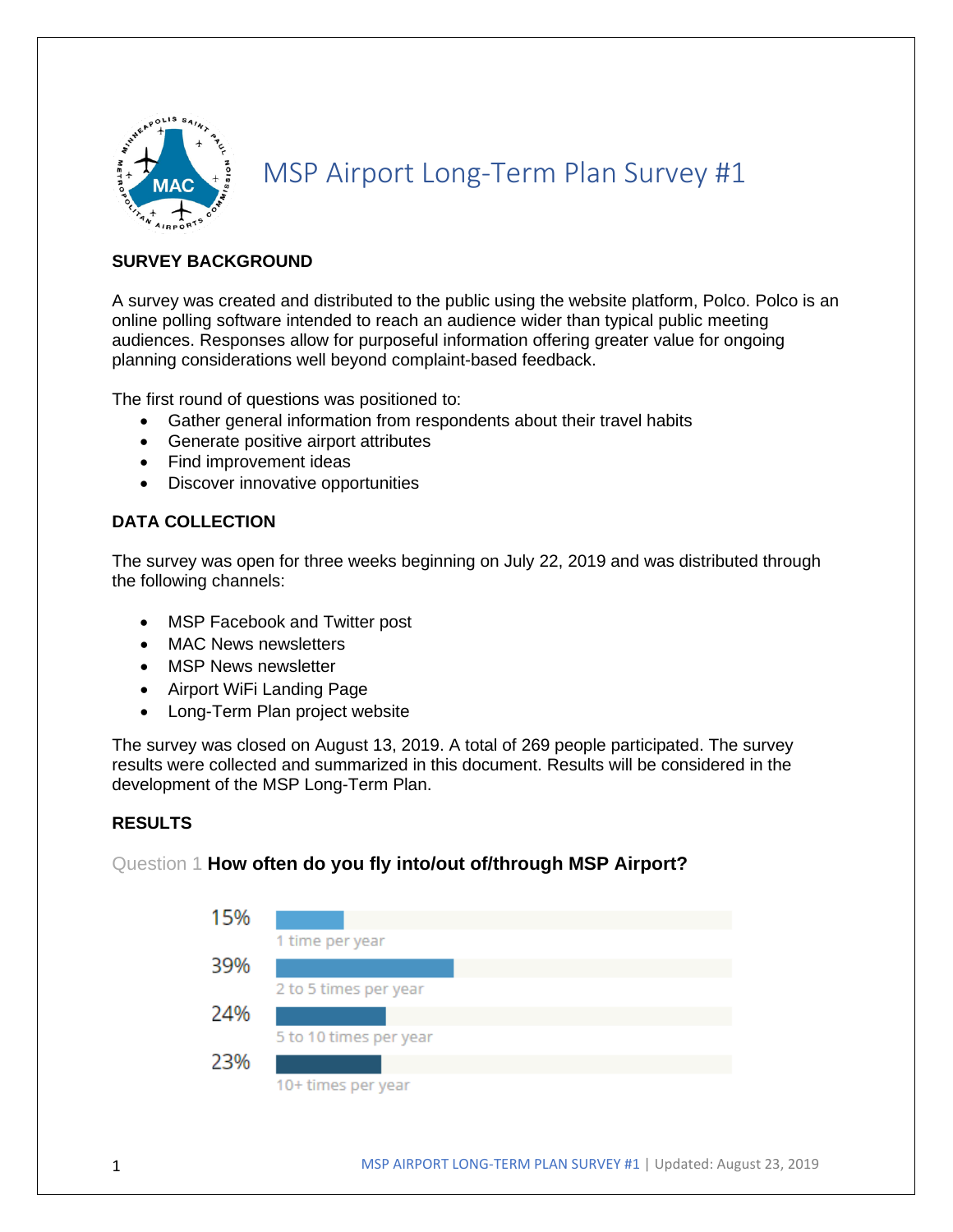# MSP Airport Long-Term Plan Survey #1

## SURVEY BACKGROUND

A survey was created and distributed to the public using the website platform, Polco. Polco is an online polling software intended to reach an audience wider than typical public meeting audiences. Responses allow for purposeful information offering greater value for ongoing planning considerations well beyond complaint-based feedback.

The first round of questions was positioned to:

- Gather general information from respondents about their travel habits
- Generate positive airport attributes
- Find improvement ideas
- Discover innovative opportunities

## DATA COLLECTION

The survey was open for three weeks beginning on July 22, 2019 and was distributed through the following channels:

- MSP Facebook and Twitter post
- MAC News newsletters
- MSP News newsletter
- Airport WiFi Landing Page
- Long-Term Plan project website

The survey was closed on August 13, 2019. A total of 269 people participated. The survey results were collected and summarized in this document. Results will be considered in the development of the MSP Long-Term Plan.

## RESULTS

Question 1 **How often do you fly into/out of/through MSP Airport?**

| Percentage | Response |
|---|---|
| 15% | 1 time per year |
| 39% | 2 to 5 times per year |
| 24% | 5 to 10 times per year |
| 23% | 10+ times per year |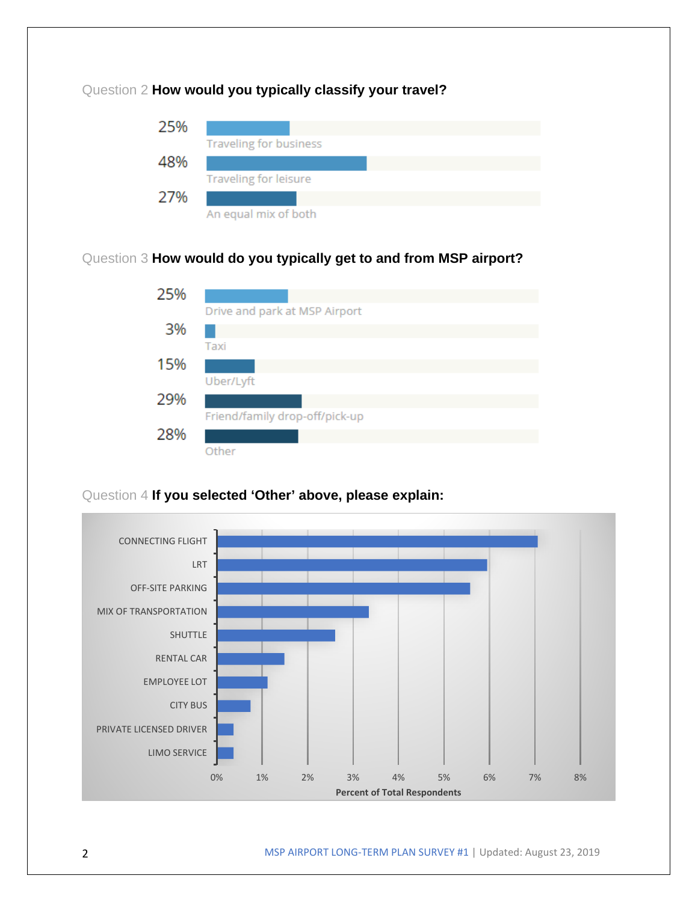### Question 2 **How would you typically classify your travel?**

| Percent | Response |
|---|---|
| 25% | Traveling for business |
| 48% | Traveling for leisure |
| 27% | An equal mix of both |

### Question 3 **How would do you typically get to and from MSP airport?**

| Percent | Response |
|---|---|
| 25% | Drive and park at MSP Airport |
| 3% | Taxi |
| 15% | Uber/Lyft |
| 29% | Friend/family drop-off/pick-up |
| 28% | Other |

### Question 4 **If you selected 'Other' above, please explain:**

Responses shown as Percent of Total Respondents (axis 0%–8%):

- CONNECTING FLIGHT
- LRT
- OFF-SITE PARKING
- MIX OF TRANSPORTATION
- SHUTTLE
- RENTAL CAR
- EMPLOYEE LOT
- CITY BUS
- PRIVATE LICENSED DRIVER
- LIMO SERVICE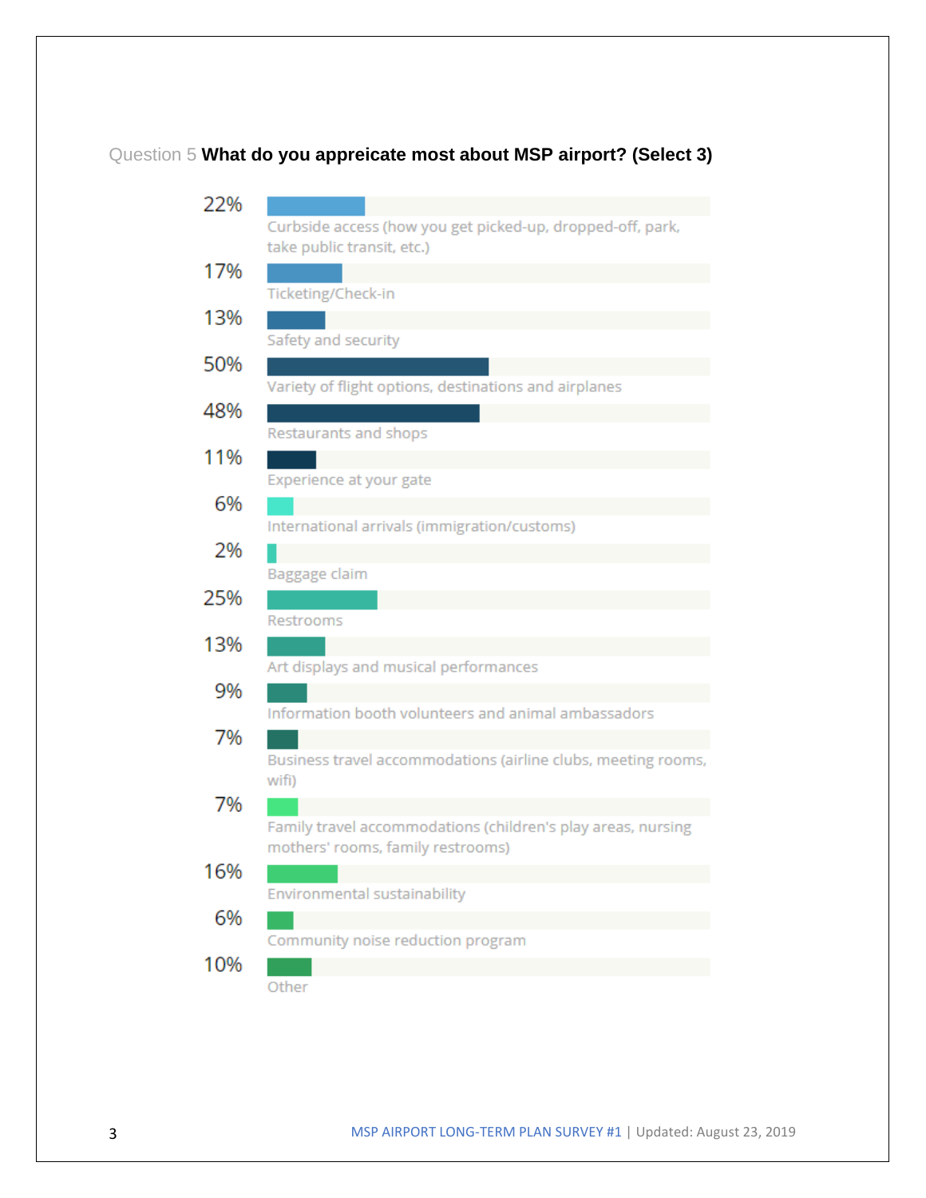Question 5 **What do you appreicate most about MSP airport? (Select 3)**

| Percentage | Response |
|---|---|
| 22% | Curbside access (how you get picked-up, dropped-off, park, take public transit, etc.) |
| 17% | Ticketing/Check-in |
| 13% | Safety and security |
| 50% | Variety of flight options, destinations and airplanes |
| 48% | Restaurants and shops |
| 11% | Experience at your gate |
| 6% | International arrivals (immigration/customs) |
| 2% | Baggage claim |
| 25% | Restrooms |
| 13% | Art displays and musical performances |
| 9% | Information booth volunteers and animal ambassadors |
| 7% | Business travel accommodations (airline clubs, meeting rooms, wifi) |
| 7% | Family travel accommodations (children's play areas, nursing mothers' rooms, family restrooms) |
| 16% | Environmental sustainability |
| 6% | Community noise reduction program |
| 10% | Other |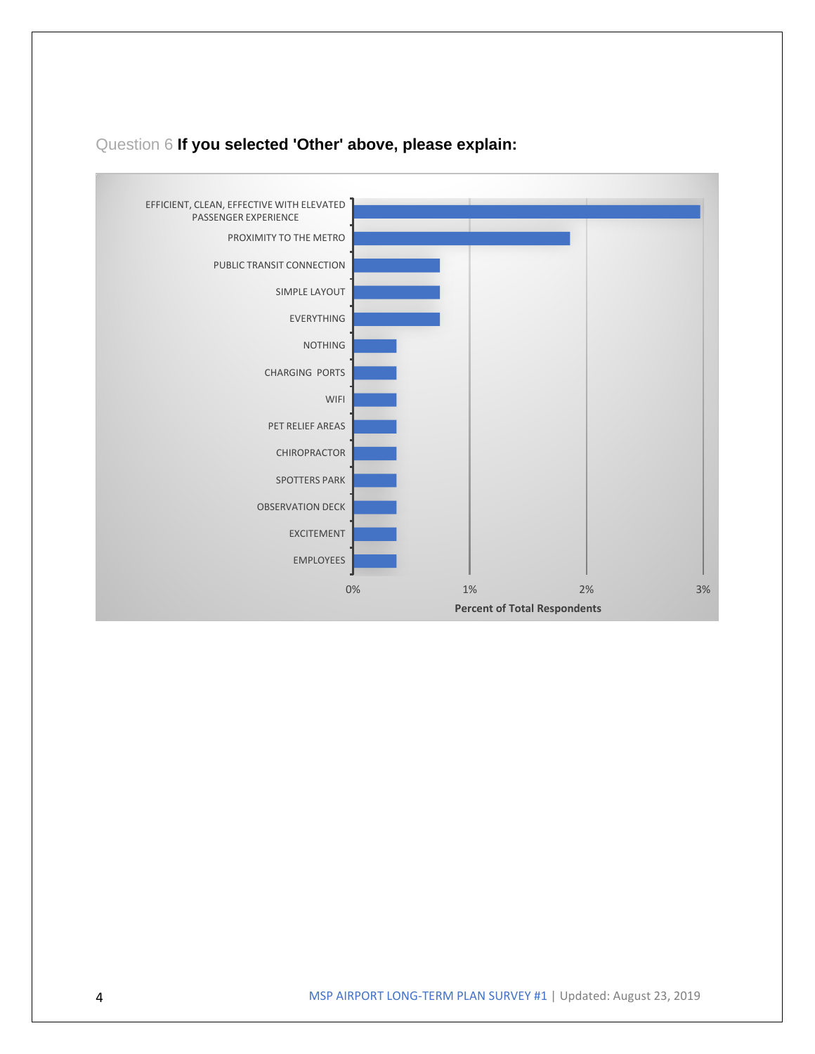Question 6 **If you selected 'Other' above, please explain:**

| Response | Percent of Total Respondents |
|---|---|
| EFFICIENT, CLEAN, EFFECTIVE WITH ELEVATED PASSENGER EXPERIENCE | ~3.0% |
| PROXIMITY TO THE METRO | ~1.9% |
| PUBLIC TRANSIT CONNECTION | ~0.7% |
| SIMPLE LAYOUT | ~0.7% |
| EVERYTHING | ~0.7% |
| NOTHING | ~0.4% |
| CHARGING PORTS | ~0.4% |
| WIFI | ~0.4% |
| PET RELIEF AREAS | ~0.4% |
| CHIROPRACTOR | ~0.4% |
| SPOTTERS PARK | ~0.4% |
| OBSERVATION DECK | ~0.4% |
| EXCITEMENT | ~0.4% |
| EMPLOYEES | ~0.4% |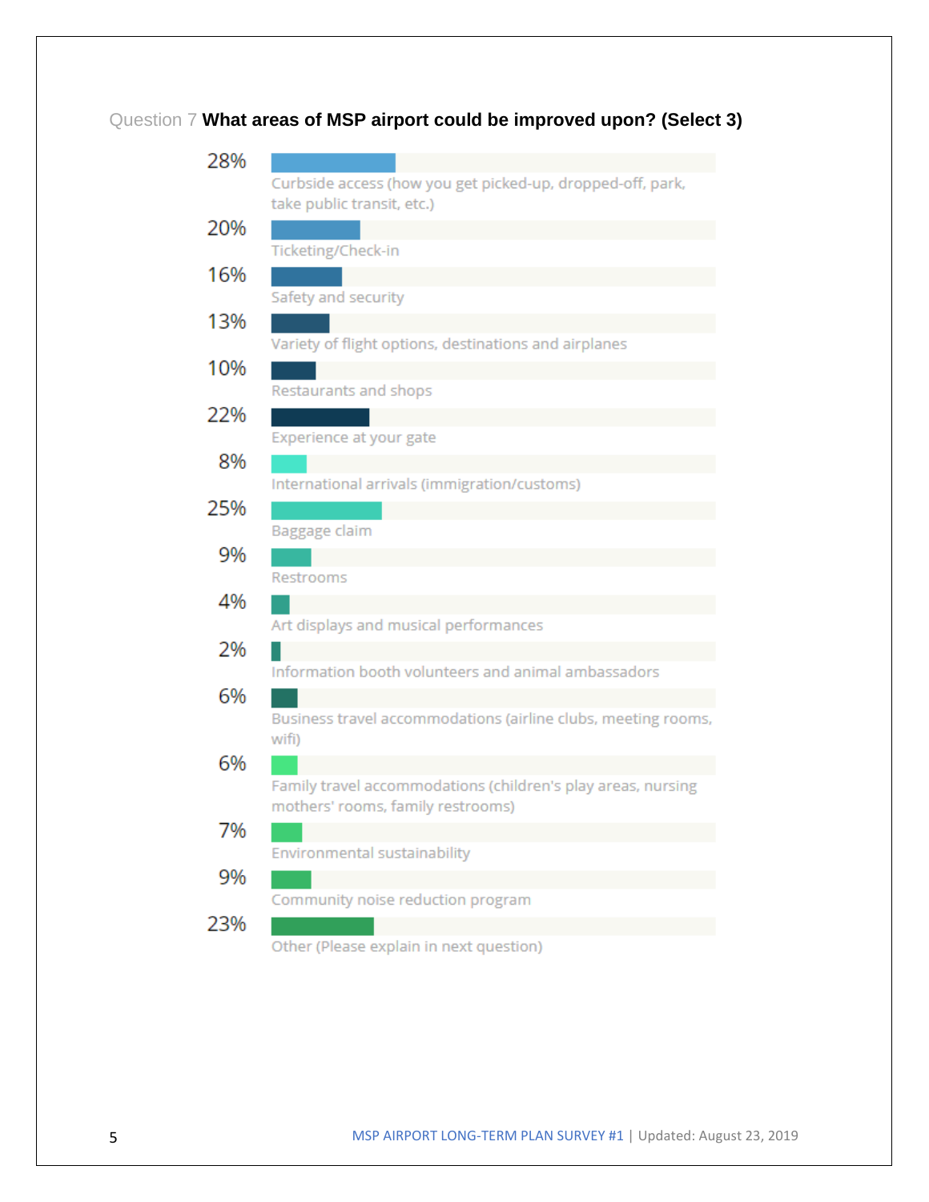Question 7 **What areas of MSP airport could be improved upon? (Select 3)**

| Percentage | Response |
|---|---|
| 28% | Curbside access (how you get picked-up, dropped-off, park, take public transit, etc.) |
| 20% | Ticketing/Check-in |
| 16% | Safety and security |
| 13% | Variety of flight options, destinations and airplanes |
| 10% | Restaurants and shops |
| 22% | Experience at your gate |
| 8% | International arrivals (immigration/customs) |
| 25% | Baggage claim |
| 9% | Restrooms |
| 4% | Art displays and musical performances |
| 2% | Information booth volunteers and animal ambassadors |
| 6% | Business travel accommodations (airline clubs, meeting rooms, wifi) |
| 6% | Family travel accommodations (children's play areas, nursing mothers' rooms, family restrooms) |
| 7% | Environmental sustainability |
| 9% | Community noise reduction program |
| 23% | Other (Please explain in next question) |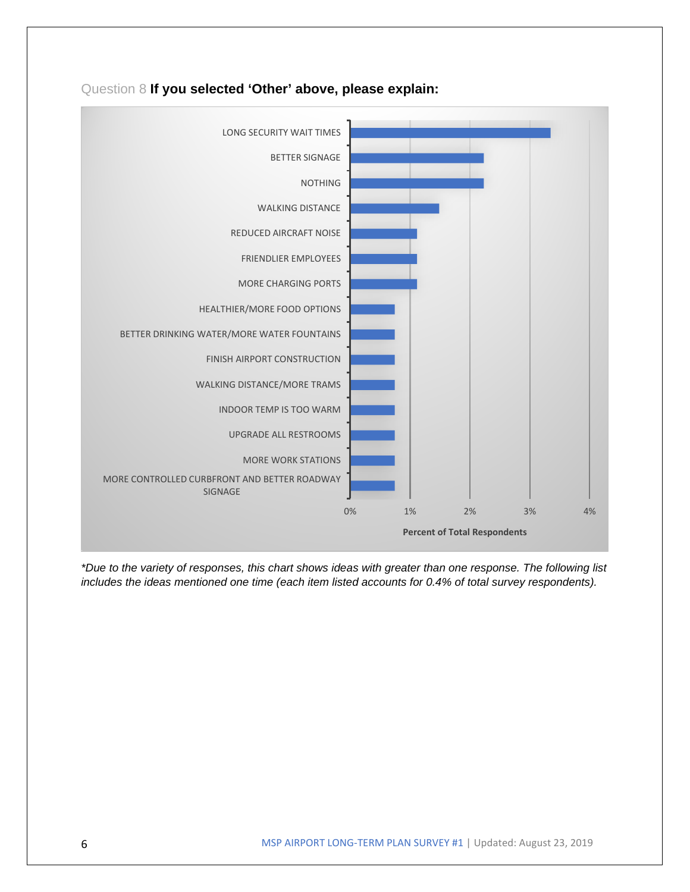## Question 8 **If you selected 'Other' above, please explain:**

| Response | Percent of Total Respondents (approx.) |
|---|---|
| LONG SECURITY WAIT TIMES | ~3.3% |
| BETTER SIGNAGE | ~2.2% |
| NOTHING | ~2.2% |
| WALKING DISTANCE | ~1.5% |
| REDUCED AIRCRAFT NOISE | ~1.1% |
| FRIENDLIER EMPLOYEES | ~1.1% |
| MORE CHARGING PORTS | ~1.1% |
| HEALTHIER/MORE FOOD OPTIONS | ~0.7% |
| BETTER DRINKING WATER/MORE WATER FOUNTAINS | ~0.7% |
| FINISH AIRPORT CONSTRUCTION | ~0.7% |
| WALKING DISTANCE/MORE TRAMS | ~0.7% |
| INDOOR TEMP IS TOO WARM | ~0.7% |
| UPGRADE ALL RESTROOMS | ~0.7% |
| MORE WORK STATIONS | ~0.7% |
| MORE CONTROLLED CURBFRONT AND BETTER ROADWAY SIGNAGE | ~0.7% |

*\*Due to the variety of responses, this chart shows ideas with greater than one response. The following list includes the ideas mentioned one time (each item listed accounts for 0.4% of total survey respondents).*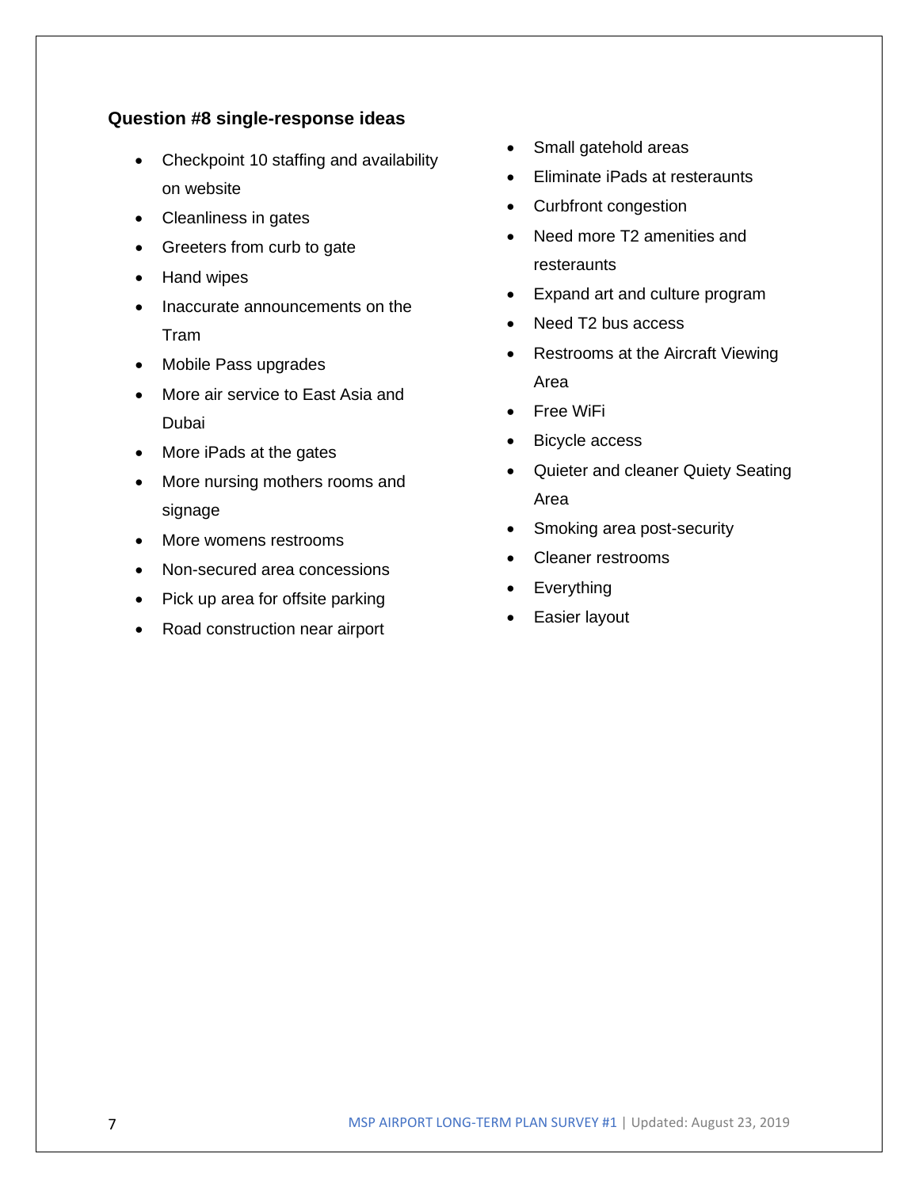**Question #8 single-response ideas**

- Checkpoint 10 staffing and availability on website
- Cleanliness in gates
- Greeters from curb to gate
- Hand wipes
- Inaccurate announcements on the Tram
- Mobile Pass upgrades
- More air service to East Asia and Dubai
- More iPads at the gates
- More nursing mothers rooms and signage
- More womens restrooms
- Non-secured area concessions
- Pick up area for offsite parking
- Road construction near airport
- Small gatehold areas
- Eliminate iPads at resteraunts
- Curbfront congestion
- Need more T2 amenities and resteraunts
- Expand art and culture program
- Need T2 bus access
- Restrooms at the Aircraft Viewing Area
- Free WiFi
- Bicycle access
- Quieter and cleaner Quiety Seating Area
- Smoking area post-security
- Cleaner restrooms
- Everything
- Easier layout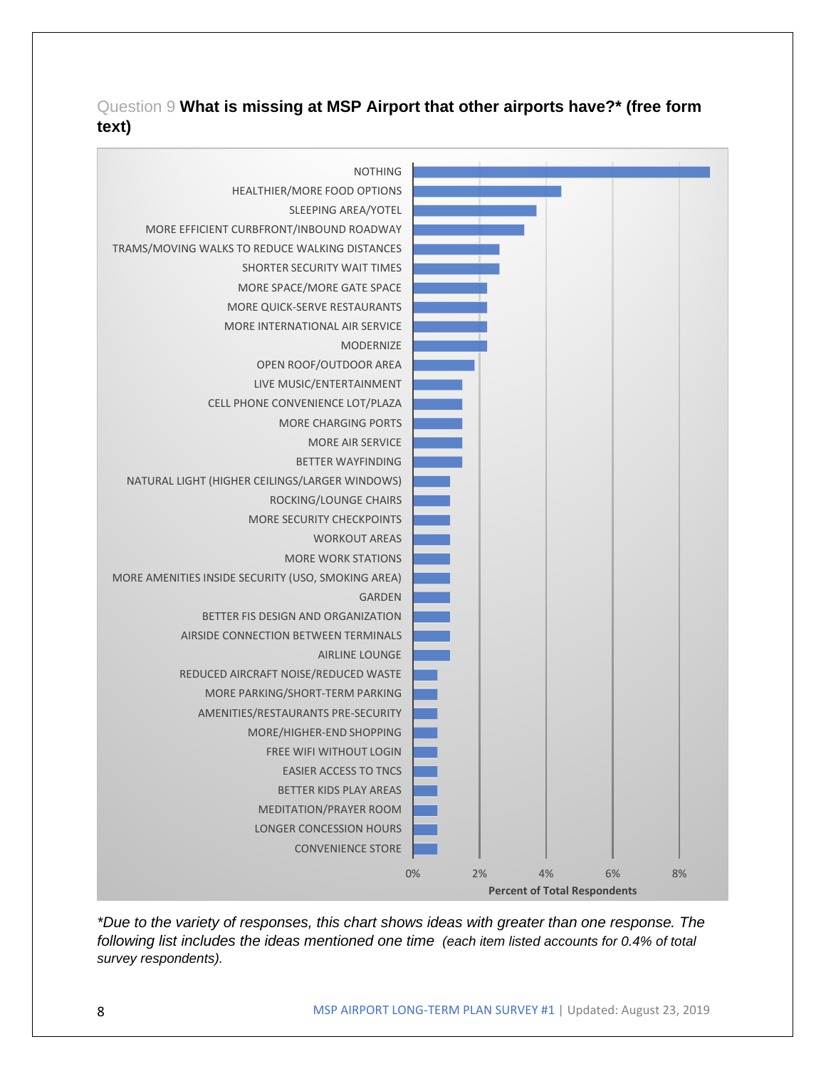## Question 9 **What is missing at MSP Airport that other airports have?* (free form text)**

| Response | Percent of Total Respondents (approx.) |
|---|---|
| NOTHING | 8.9% |
| HEALTHIER/MORE FOOD OPTIONS | 4.4% |
| SLEEPING AREA/YOTEL | 3.7% |
| MORE EFFICIENT CURBFRONT/INBOUND ROADWAY | 3.3% |
| TRAMS/MOVING WALKS TO REDUCE WALKING DISTANCES | 2.6% |
| SHORTER SECURITY WAIT TIMES | 2.6% |
| MORE SPACE/MORE GATE SPACE | 2.2% |
| MORE QUICK-SERVE RESTAURANTS | 2.2% |
| MORE INTERNATIONAL AIR SERVICE | 2.2% |
| MODERNIZE | 2.2% |
| OPEN ROOF/OUTDOOR AREA | 1.8% |
| LIVE MUSIC/ENTERTAINMENT | 1.5% |
| CELL PHONE CONVENIENCE LOT/PLAZA | 1.5% |
| MORE CHARGING PORTS | 1.5% |
| MORE AIR SERVICE | 1.5% |
| BETTER WAYFINDING | 1.5% |
| NATURAL LIGHT (HIGHER CEILINGS/LARGER WINDOWS) | 1.1% |
| ROCKING/LOUNGE CHAIRS | 1.1% |
| MORE SECURITY CHECKPOINTS | 1.1% |
| WORKOUT AREAS | 1.1% |
| MORE WORK STATIONS | 1.1% |
| MORE AMENITIES INSIDE SECURITY (USO, SMOKING AREA) | 1.1% |
| GARDEN | 1.1% |
| BETTER FIS DESIGN AND ORGANIZATION | 1.1% |
| AIRSIDE CONNECTION BETWEEN TERMINALS | 1.1% |
| AIRLINE LOUNGE | 1.1% |
| REDUCED AIRCRAFT NOISE/REDUCED WASTE | 0.7% |
| MORE PARKING/SHORT-TERM PARKING | 0.7% |
| AMENITIES/RESTAURANTS PRE-SECURITY | 0.7% |
| MORE/HIGHER-END SHOPPING | 0.7% |
| FREE WIFI WITHOUT LOGIN | 0.7% |
| EASIER ACCESS TO TNCS | 0.7% |
| BETTER KIDS PLAY AREAS | 0.7% |
| MEDITATION/PRAYER ROOM | 0.7% |
| LONGER CONCESSION HOURS | 0.7% |
| CONVENIENCE STORE | 0.7% |

*Due to the variety of responses, this chart shows ideas with greater than one response. The following list includes the ideas mentioned one time (each item listed accounts for 0.4% of total survey respondents).*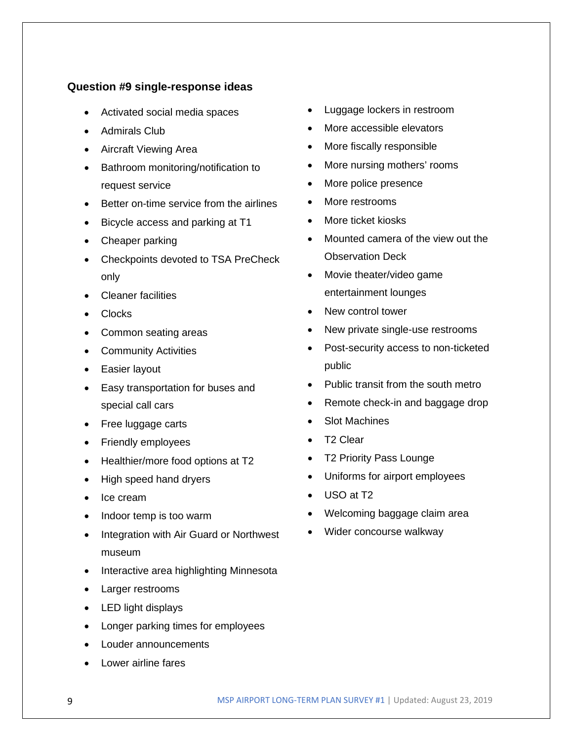**Question #9 single-response ideas**

- Activated social media spaces
- Admirals Club
- Aircraft Viewing Area
- Bathroom monitoring/notification to request service
- Better on-time service from the airlines
- Bicycle access and parking at T1
- Cheaper parking
- Checkpoints devoted to TSA PreCheck only
- Cleaner facilities
- Clocks
- Common seating areas
- Community Activities
- Easier layout
- Easy transportation for buses and special call cars
- Free luggage carts
- Friendly employees
- Healthier/more food options at T2
- High speed hand dryers
- Ice cream
- Indoor temp is too warm
- Integration with Air Guard or Northwest museum
- Interactive area highlighting Minnesota
- Larger restrooms
- LED light displays
- Longer parking times for employees
- Louder announcements
- Lower airline fares
- Luggage lockers in restroom
- More accessible elevators
- More fiscally responsible
- More nursing mothers' rooms
- More police presence
- More restrooms
- More ticket kiosks
- Mounted camera of the view out the Observation Deck
- Movie theater/video game entertainment lounges
- New control tower
- New private single-use restrooms
- Post-security access to non-ticketed public
- Public transit from the south metro
- Remote check-in and baggage drop
- Slot Machines
- T2 Clear
- T2 Priority Pass Lounge
- Uniforms for airport employees
- USO at T2
- Welcoming baggage claim area
- Wider concourse walkway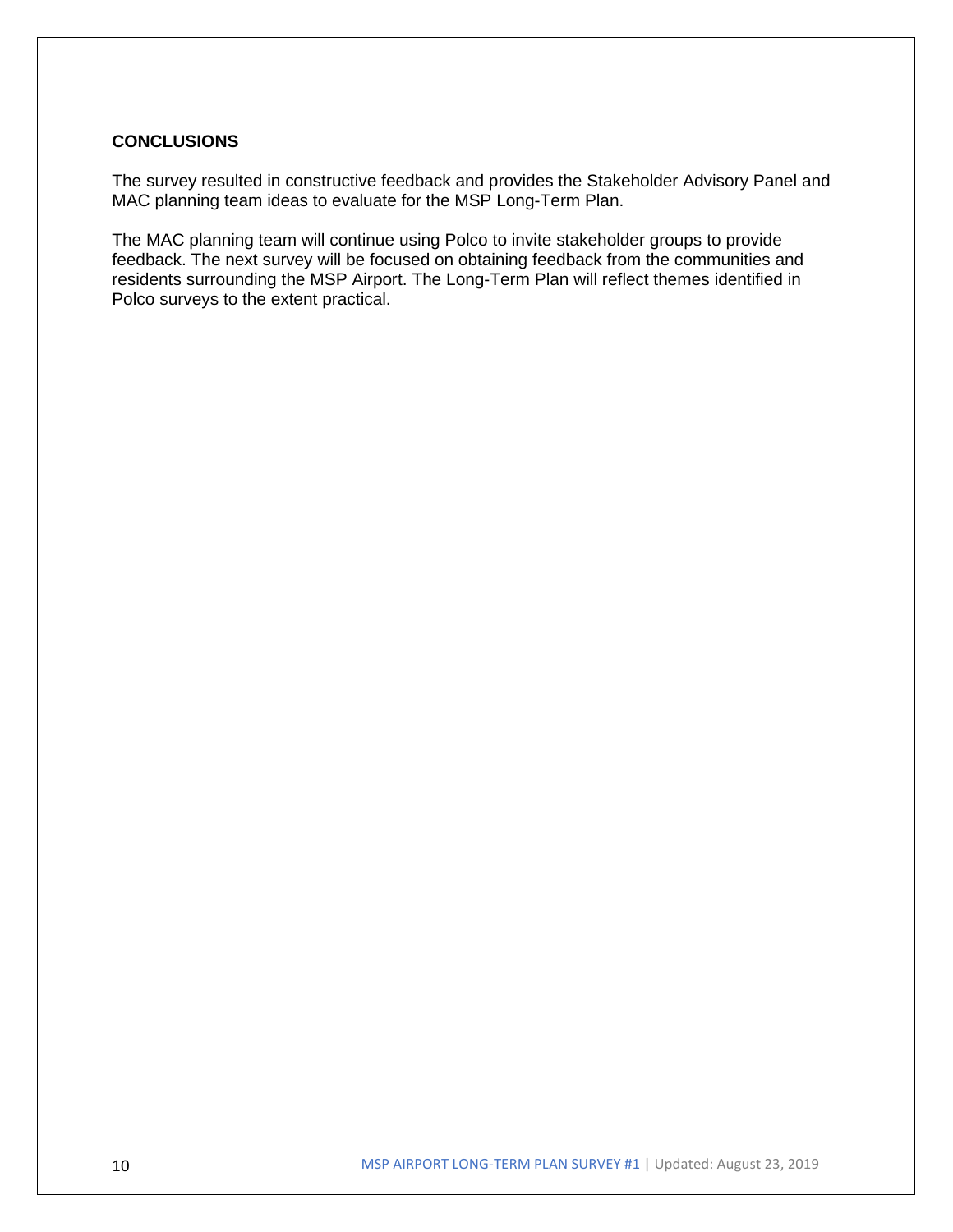## CONCLUSIONS

The survey resulted in constructive feedback and provides the Stakeholder Advisory Panel and MAC planning team ideas to evaluate for the MSP Long-Term Plan.

The MAC planning team will continue using Polco to invite stakeholder groups to provide feedback. The next survey will be focused on obtaining feedback from the communities and residents surrounding the MSP Airport. The Long-Term Plan will reflect themes identified in Polco surveys to the extent practical.